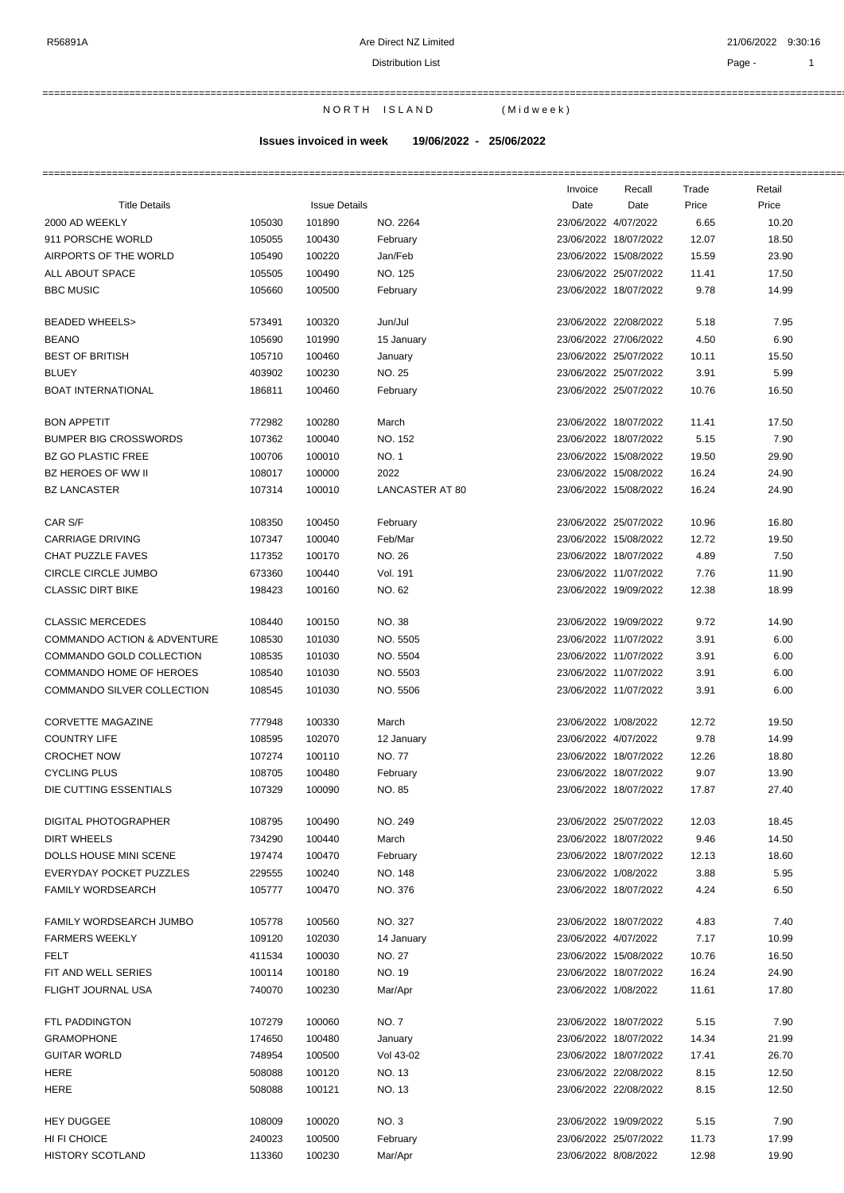R56891A — Are Direct NZ Limited — 21/06/2022 9:30:16

Distribution List

## NORTH ISLAND (Midweek)

**Issues invoiced in week 19/06/2022 - 25/06/2022**

| Title Details | | Issue Details | | Invoice Date | Recall Date | Trade Price | Retail Price |
|---|---|---|---|---|---|---|---|
| 2000 AD WEEKLY | 105030 | 101890 | NO. 2264 | 23/06/2022 | 4/07/2022 | 6.65 | 10.20 |
| 911 PORSCHE WORLD | 105055 | 100430 | February | 23/06/2022 | 18/07/2022 | 12.07 | 18.50 |
| AIRPORTS OF THE WORLD | 105490 | 100220 | Jan/Feb | 23/06/2022 | 15/08/2022 | 15.59 | 23.90 |
| ALL ABOUT SPACE | 105505 | 100490 | NO. 125 | 23/06/2022 | 25/07/2022 | 11.41 | 17.50 |
| BBC MUSIC | 105660 | 100500 | February | 23/06/2022 | 18/07/2022 | 9.78 | 14.99 |
| BEADED WHEELS> | 573491 | 100320 | Jun/Jul | 23/06/2022 | 22/08/2022 | 5.18 | 7.95 |
| BEANO | 105690 | 101990 | 15 January | 23/06/2022 | 27/06/2022 | 4.50 | 6.90 |
| BEST OF BRITISH | 105710 | 100460 | January | 23/06/2022 | 25/07/2022 | 10.11 | 15.50 |
| BLUEY | 403902 | 100230 | NO. 25 | 23/06/2022 | 25/07/2022 | 3.91 | 5.99 |
| BOAT INTERNATIONAL | 186811 | 100460 | February | 23/06/2022 | 25/07/2022 | 10.76 | 16.50 |
| BON APPETIT | 772982 | 100280 | March | 23/06/2022 | 18/07/2022 | 11.41 | 17.50 |
| BUMPER BIG CROSSWORDS | 107362 | 100040 | NO. 152 | 23/06/2022 | 18/07/2022 | 5.15 | 7.90 |
| BZ GO PLASTIC FREE | 100706 | 100010 | NO. 1 | 23/06/2022 | 15/08/2022 | 19.50 | 29.90 |
| BZ HEROES OF WW II | 108017 | 100000 | 2022 | 23/06/2022 | 15/08/2022 | 16.24 | 24.90 |
| BZ LANCASTER | 107314 | 100010 | LANCASTER AT 80 | 23/06/2022 | 15/08/2022 | 16.24 | 24.90 |
| CAR S/F | 108350 | 100450 | February | 23/06/2022 | 25/07/2022 | 10.96 | 16.80 |
| CARRIAGE DRIVING | 107347 | 100040 | Feb/Mar | 23/06/2022 | 15/08/2022 | 12.72 | 19.50 |
| CHAT PUZZLE FAVES | 117352 | 100170 | NO. 26 | 23/06/2022 | 18/07/2022 | 4.89 | 7.50 |
| CIRCLE CIRCLE JUMBO | 673360 | 100440 | Vol. 191 | 23/06/2022 | 11/07/2022 | 7.76 | 11.90 |
| CLASSIC DIRT BIKE | 198423 | 100160 | NO. 62 | 23/06/2022 | 19/09/2022 | 12.38 | 18.99 |
| CLASSIC MERCEDES | 108440 | 100150 | NO. 38 | 23/06/2022 | 19/09/2022 | 9.72 | 14.90 |
| COMMANDO ACTION & ADVENTURE | 108530 | 101030 | NO. 5505 | 23/06/2022 | 11/07/2022 | 3.91 | 6.00 |
| COMMANDO GOLD COLLECTION | 108535 | 101030 | NO. 5504 | 23/06/2022 | 11/07/2022 | 3.91 | 6.00 |
| COMMANDO HOME OF HEROES | 108540 | 101030 | NO. 5503 | 23/06/2022 | 11/07/2022 | 3.91 | 6.00 |
| COMMANDO SILVER COLLECTION | 108545 | 101030 | NO. 5506 | 23/06/2022 | 11/07/2022 | 3.91 | 6.00 |
| CORVETTE MAGAZINE | 777948 | 100330 | March | 23/06/2022 | 1/08/2022 | 12.72 | 19.50 |
| COUNTRY LIFE | 108595 | 102070 | 12 January | 23/06/2022 | 4/07/2022 | 9.78 | 14.99 |
| CROCHET NOW | 107274 | 100110 | NO. 77 | 23/06/2022 | 18/07/2022 | 12.26 | 18.80 |
| CYCLING PLUS | 108705 | 100480 | February | 23/06/2022 | 18/07/2022 | 9.07 | 13.90 |
| DIE CUTTING ESSENTIALS | 107329 | 100090 | NO. 85 | 23/06/2022 | 18/07/2022 | 17.87 | 27.40 |
| DIGITAL PHOTOGRAPHER | 108795 | 100490 | NO. 249 | 23/06/2022 | 25/07/2022 | 12.03 | 18.45 |
| DIRT WHEELS | 734290 | 100440 | March | 23/06/2022 | 18/07/2022 | 9.46 | 14.50 |
| DOLLS HOUSE MINI SCENE | 197474 | 100470 | February | 23/06/2022 | 18/07/2022 | 12.13 | 18.60 |
| EVERYDAY POCKET PUZZLES | 229555 | 100240 | NO. 148 | 23/06/2022 | 1/08/2022 | 3.88 | 5.95 |
| FAMILY WORDSEARCH | 105777 | 100470 | NO. 376 | 23/06/2022 | 18/07/2022 | 4.24 | 6.50 |
| FAMILY WORDSEARCH JUMBO | 105778 | 100560 | NO. 327 | 23/06/2022 | 18/07/2022 | 4.83 | 7.40 |
| FARMERS WEEKLY | 109120 | 102030 | 14 January | 23/06/2022 | 4/07/2022 | 7.17 | 10.99 |
| FELT | 411534 | 100030 | NO. 27 | 23/06/2022 | 15/08/2022 | 10.76 | 16.50 |
| FIT AND WELL SERIES | 100114 | 100180 | NO. 19 | 23/06/2022 | 18/07/2022 | 16.24 | 24.90 |
| FLIGHT JOURNAL USA | 740070 | 100230 | Mar/Apr | 23/06/2022 | 1/08/2022 | 11.61 | 17.80 |
| FTL PADDINGTON | 107279 | 100060 | NO. 7 | 23/06/2022 | 18/07/2022 | 5.15 | 7.90 |
| GRAMOPHONE | 174650 | 100480 | January | 23/06/2022 | 18/07/2022 | 14.34 | 21.99 |
| GUITAR WORLD | 748954 | 100500 | Vol 43-02 | 23/06/2022 | 18/07/2022 | 17.41 | 26.70 |
| HERE | 508088 | 100120 | NO. 13 | 23/06/2022 | 22/08/2022 | 8.15 | 12.50 |
| HERE | 508088 | 100121 | NO. 13 | 23/06/2022 | 22/08/2022 | 8.15 | 12.50 |
| HEY DUGGEE | 108009 | 100020 | NO. 3 | 23/06/2022 | 19/09/2022 | 5.15 | 7.90 |
| HI FI CHOICE | 240023 | 100500 | February | 23/06/2022 | 25/07/2022 | 11.73 | 17.99 |
| HISTORY SCOTLAND | 113360 | 100230 | Mar/Apr | 23/06/2022 | 8/08/2022 | 12.98 | 19.90 |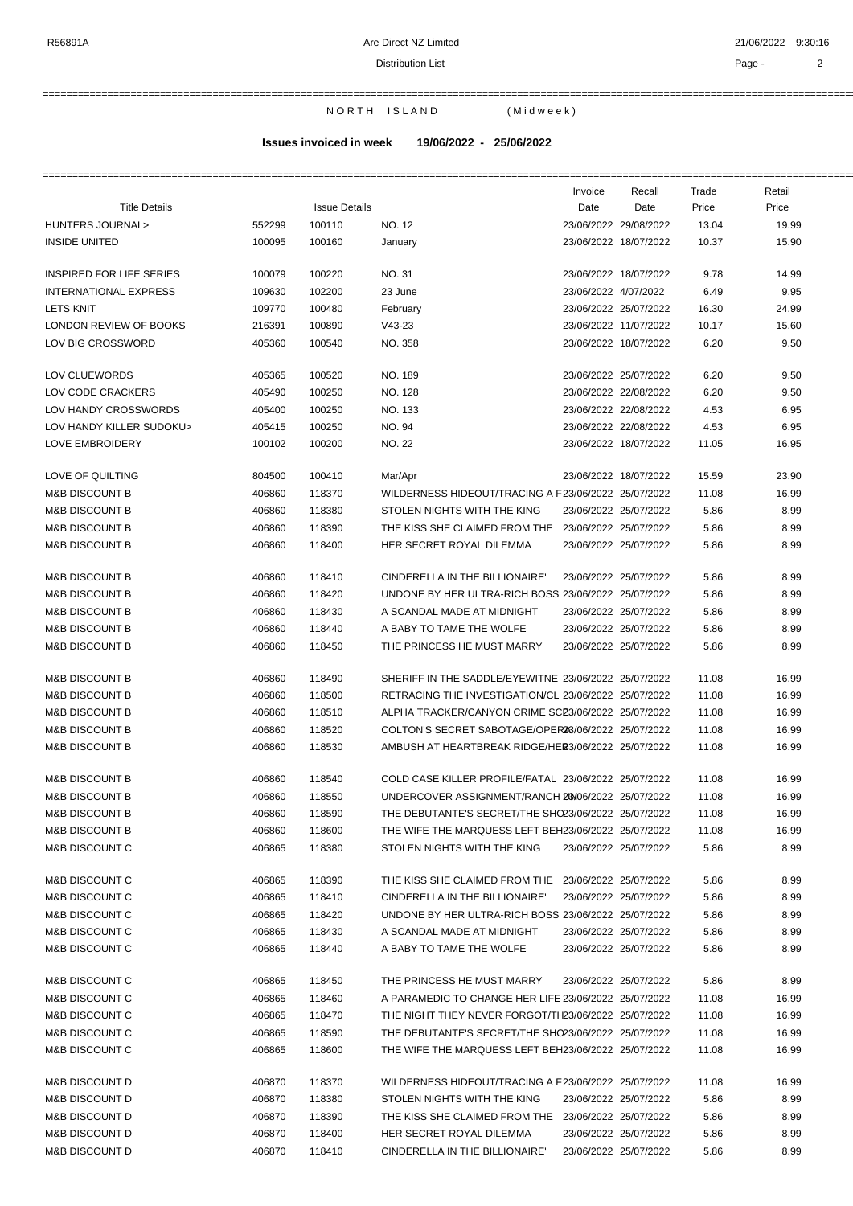NORTH ISLAND (Midweek)

**Issues invoiced in week 19/06/2022 - 25/06/2022**

| Title Details | | Issue Details | | Invoice Date | Recall Date | Trade Price | Retail Price |
|---|---|---|---|---|---|---|---|
| HUNTERS JOURNAL> | 552299 | 100110 | NO. 12 | 23/06/2022 | 29/08/2022 | 13.04 | 19.99 |
| INSIDE UNITED | 100095 | 100160 | January | 23/06/2022 | 18/07/2022 | 10.37 | 15.90 |
| INSPIRED FOR LIFE SERIES | 100079 | 100220 | NO. 31 | 23/06/2022 | 18/07/2022 | 9.78 | 14.99 |
| INTERNATIONAL EXPRESS | 109630 | 102200 | 23 June | 23/06/2022 | 4/07/2022 | 6.49 | 9.95 |
| LETS KNIT | 109770 | 100480 | February | 23/06/2022 | 25/07/2022 | 16.30 | 24.99 |
| LONDON REVIEW OF BOOKS | 216391 | 100890 | V43-23 | 23/06/2022 | 11/07/2022 | 10.17 | 15.60 |
| LOV BIG CROSSWORD | 405360 | 100540 | NO. 358 | 23/06/2022 | 18/07/2022 | 6.20 | 9.50 |
| LOV CLUEWORDS | 405365 | 100520 | NO. 189 | 23/06/2022 | 25/07/2022 | 6.20 | 9.50 |
| LOV CODE CRACKERS | 405490 | 100250 | NO. 128 | 23/06/2022 | 22/08/2022 | 6.20 | 9.50 |
| LOV HANDY CROSSWORDS | 405400 | 100250 | NO. 133 | 23/06/2022 | 22/08/2022 | 4.53 | 6.95 |
| LOV HANDY KILLER SUDOKU> | 405415 | 100250 | NO. 94 | 23/06/2022 | 22/08/2022 | 4.53 | 6.95 |
| LOVE EMBROIDERY | 100102 | 100200 | NO. 22 | 23/06/2022 | 18/07/2022 | 11.05 | 16.95 |
| LOVE OF QUILTING | 804500 | 100410 | Mar/Apr | 23/06/2022 | 18/07/2022 | 15.59 | 23.90 |
| M&B DISCOUNT B | 406860 | 118370 | WILDERNESS HIDEOUT/TRACING A F | 23/06/2022 | 25/07/2022 | 11.08 | 16.99 |
| M&B DISCOUNT B | 406860 | 118380 | STOLEN NIGHTS WITH THE KING | 23/06/2022 | 25/07/2022 | 5.86 | 8.99 |
| M&B DISCOUNT B | 406860 | 118390 | THE KISS SHE CLAIMED FROM THE | 23/06/2022 | 25/07/2022 | 5.86 | 8.99 |
| M&B DISCOUNT B | 406860 | 118400 | HER SECRET ROYAL DILEMMA | 23/06/2022 | 25/07/2022 | 5.86 | 8.99 |
| M&B DISCOUNT B | 406860 | 118410 | CINDERELLA IN THE BILLIONAIRE' | 23/06/2022 | 25/07/2022 | 5.86 | 8.99 |
| M&B DISCOUNT B | 406860 | 118420 | UNDONE BY HER ULTRA-RICH BOSS | 23/06/2022 | 25/07/2022 | 5.86 | 8.99 |
| M&B DISCOUNT B | 406860 | 118430 | A SCANDAL MADE AT MIDNIGHT | 23/06/2022 | 25/07/2022 | 5.86 | 8.99 |
| M&B DISCOUNT B | 406860 | 118440 | A BABY TO TAME THE WOLFE | 23/06/2022 | 25/07/2022 | 5.86 | 8.99 |
| M&B DISCOUNT B | 406860 | 118450 | THE PRINCESS HE MUST MARRY | 23/06/2022 | 25/07/2022 | 5.86 | 8.99 |
| M&B DISCOUNT B | 406860 | 118490 | SHERIFF IN THE SADDLE/EYEWITNE | 23/06/2022 | 25/07/2022 | 11.08 | 16.99 |
| M&B DISCOUNT B | 406860 | 118500 | RETRACING THE INVESTIGATION/CL | 23/06/2022 | 25/07/2022 | 11.08 | 16.99 |
| M&B DISCOUNT B | 406860 | 118510 | ALPHA TRACKER/CANYON CRIME SC | 23/06/2022 | 25/07/2022 | 11.08 | 16.99 |
| M&B DISCOUNT B | 406860 | 118520 | COLTON'S SECRET SABOTAGE/OPER | 23/06/2022 | 25/07/2022 | 11.08 | 16.99 |
| M&B DISCOUNT B | 406860 | 118530 | AMBUSH AT HEARTBREAK RIDGE/HE | 23/06/2022 | 25/07/2022 | 11.08 | 16.99 |
| M&B DISCOUNT B | 406860 | 118540 | COLD CASE KILLER PROFILE/FATAL | 23/06/2022 | 25/07/2022 | 11.08 | 16.99 |
| M&B DISCOUNT B | 406860 | 118550 | UNDERCOVER ASSIGNMENT/RANCH D | 23/06/2022 | 25/07/2022 | 11.08 | 16.99 |
| M&B DISCOUNT B | 406860 | 118590 | THE DEBUTANTE'S SECRET/THE SHO | 23/06/2022 | 25/07/2022 | 11.08 | 16.99 |
| M&B DISCOUNT B | 406860 | 118600 | THE WIFE THE MARQUESS LEFT BEH | 23/06/2022 | 25/07/2022 | 11.08 | 16.99 |
| M&B DISCOUNT C | 406865 | 118380 | STOLEN NIGHTS WITH THE KING | 23/06/2022 | 25/07/2022 | 5.86 | 8.99 |
| M&B DISCOUNT C | 406865 | 118390 | THE KISS SHE CLAIMED FROM THE | 23/06/2022 | 25/07/2022 | 5.86 | 8.99 |
| M&B DISCOUNT C | 406865 | 118410 | CINDERELLA IN THE BILLIONAIRE' | 23/06/2022 | 25/07/2022 | 5.86 | 8.99 |
| M&B DISCOUNT C | 406865 | 118420 | UNDONE BY HER ULTRA-RICH BOSS | 23/06/2022 | 25/07/2022 | 5.86 | 8.99 |
| M&B DISCOUNT C | 406865 | 118430 | A SCANDAL MADE AT MIDNIGHT | 23/06/2022 | 25/07/2022 | 5.86 | 8.99 |
| M&B DISCOUNT C | 406865 | 118440 | A BABY TO TAME THE WOLFE | 23/06/2022 | 25/07/2022 | 5.86 | 8.99 |
| M&B DISCOUNT C | 406865 | 118450 | THE PRINCESS HE MUST MARRY | 23/06/2022 | 25/07/2022 | 5.86 | 8.99 |
| M&B DISCOUNT C | 406865 | 118460 | A PARAMEDIC TO CHANGE HER LIFE | 23/06/2022 | 25/07/2022 | 11.08 | 16.99 |
| M&B DISCOUNT C | 406865 | 118470 | THE NIGHT THEY NEVER FORGOT/TH | 23/06/2022 | 25/07/2022 | 11.08 | 16.99 |
| M&B DISCOUNT C | 406865 | 118590 | THE DEBUTANTE'S SECRET/THE SHO | 23/06/2022 | 25/07/2022 | 11.08 | 16.99 |
| M&B DISCOUNT C | 406865 | 118600 | THE WIFE THE MARQUESS LEFT BEH | 23/06/2022 | 25/07/2022 | 11.08 | 16.99 |
| M&B DISCOUNT D | 406870 | 118370 | WILDERNESS HIDEOUT/TRACING A F | 23/06/2022 | 25/07/2022 | 11.08 | 16.99 |
| M&B DISCOUNT D | 406870 | 118380 | STOLEN NIGHTS WITH THE KING | 23/06/2022 | 25/07/2022 | 5.86 | 8.99 |
| M&B DISCOUNT D | 406870 | 118390 | THE KISS SHE CLAIMED FROM THE | 23/06/2022 | 25/07/2022 | 5.86 | 8.99 |
| M&B DISCOUNT D | 406870 | 118400 | HER SECRET ROYAL DILEMMA | 23/06/2022 | 25/07/2022 | 5.86 | 8.99 |
| M&B DISCOUNT D | 406870 | 118410 | CINDERELLA IN THE BILLIONAIRE' | 23/06/2022 | 25/07/2022 | 5.86 | 8.99 |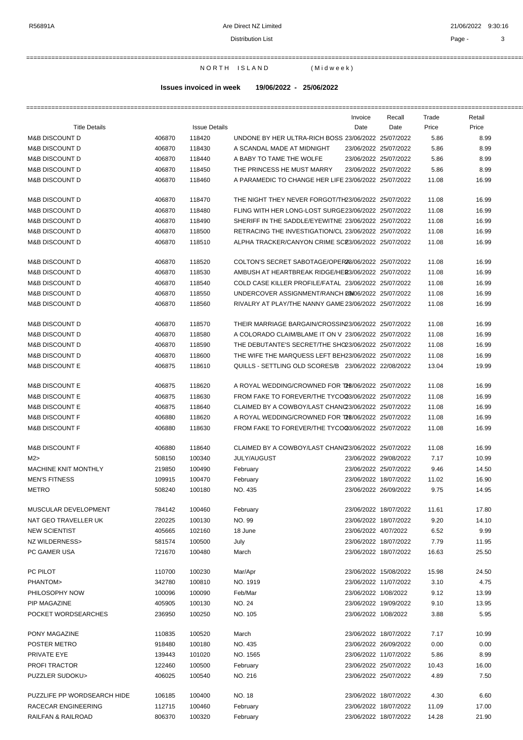NORTH ISLAND (Midweek)

**Issues invoiced in week 19/06/2022 - 25/06/2022**

| Title Details | | Issue Details | | Invoice Date | Recall Date | Trade Price | Retail Price |
|---|---|---|---|---|---|---|---|
| M&B DISCOUNT D | 406870 | 118420 | UNDONE BY HER ULTRA-RICH BOSS | 23/06/2022 | 25/07/2022 | 5.86 | 8.99 |
| M&B DISCOUNT D | 406870 | 118430 | A SCANDAL MADE AT MIDNIGHT | 23/06/2022 | 25/07/2022 | 5.86 | 8.99 |
| M&B DISCOUNT D | 406870 | 118440 | A BABY TO TAME THE WOLFE | 23/06/2022 | 25/07/2022 | 5.86 | 8.99 |
| M&B DISCOUNT D | 406870 | 118450 | THE PRINCESS HE MUST MARRY | 23/06/2022 | 25/07/2022 | 5.86 | 8.99 |
| M&B DISCOUNT D | 406870 | 118460 | A PARAMEDIC TO CHANGE HER LIFE | 23/06/2022 | 25/07/2022 | 11.08 | 16.99 |
| M&B DISCOUNT D | 406870 | 118470 | THE NIGHT THEY NEVER FORGOT/TH | 23/06/2022 | 25/07/2022 | 11.08 | 16.99 |
| M&B DISCOUNT D | 406870 | 118480 | FLING WITH HER LONG-LOST SURGE | 23/06/2022 | 25/07/2022 | 11.08 | 16.99 |
| M&B DISCOUNT D | 406870 | 118490 | SHERIFF IN THE SADDLE/EYEWITNE | 23/06/2022 | 25/07/2022 | 11.08 | 16.99 |
| M&B DISCOUNT D | 406870 | 118500 | RETRACING THE INVESTIGATION/CL | 23/06/2022 | 25/07/2022 | 11.08 | 16.99 |
| M&B DISCOUNT D | 406870 | 118510 | ALPHA TRACKER/CANYON CRIME SCE | 23/06/2022 | 25/07/2022 | 11.08 | 16.99 |
| M&B DISCOUNT D | 406870 | 118520 | COLTON'S SECRET SABOTAGE/OPERA | 23/06/2022 | 25/07/2022 | 11.08 | 16.99 |
| M&B DISCOUNT D | 406870 | 118530 | AMBUSH AT HEARTBREAK RIDGE/HER | 23/06/2022 | 25/07/2022 | 11.08 | 16.99 |
| M&B DISCOUNT D | 406870 | 118540 | COLD CASE KILLER PROFILE/FATAL | 23/06/2022 | 25/07/2022 | 11.08 | 16.99 |
| M&B DISCOUNT D | 406870 | 118550 | UNDERCOVER ASSIGNMENT/RANCH DI | 23/06/2022 | 25/07/2022 | 11.08 | 16.99 |
| M&B DISCOUNT D | 406870 | 118560 | RIVALRY AT PLAY/THE NANNY GAME | 23/06/2022 | 25/07/2022 | 11.08 | 16.99 |
| M&B DISCOUNT D | 406870 | 118570 | THEIR MARRIAGE BARGAIN/CROSSIN | 23/06/2022 | 25/07/2022 | 11.08 | 16.99 |
| M&B DISCOUNT D | 406870 | 118580 | A COLORADO CLAIM/BLAME IT ON V | 23/06/2022 | 25/07/2022 | 11.08 | 16.99 |
| M&B DISCOUNT D | 406870 | 118590 | THE DEBUTANTE'S SECRET/THE SHO | 23/06/2022 | 25/07/2022 | 11.08 | 16.99 |
| M&B DISCOUNT D | 406870 | 118600 | THE WIFE THE MARQUESS LEFT BEH | 23/06/2022 | 25/07/2022 | 11.08 | 16.99 |
| M&B DISCOUNT E | 406875 | 118610 | QUILLS - SETTLING OLD SCORES/B | 23/06/2022 | 22/08/2022 | 13.04 | 19.99 |
| M&B DISCOUNT E | 406875 | 118620 | A ROYAL WEDDING/CROWNED FOR TH | 23/06/2022 | 25/07/2022 | 11.08 | 16.99 |
| M&B DISCOUNT E | 406875 | 118630 | FROM FAKE TO FOREVER/THE TYCOO | 23/06/2022 | 25/07/2022 | 11.08 | 16.99 |
| M&B DISCOUNT E | 406875 | 118640 | CLAIMED BY A COWBOY/LAST CHANC | 23/06/2022 | 25/07/2022 | 11.08 | 16.99 |
| M&B DISCOUNT F | 406880 | 118620 | A ROYAL WEDDING/CROWNED FOR TH | 23/06/2022 | 25/07/2022 | 11.08 | 16.99 |
| M&B DISCOUNT F | 406880 | 118630 | FROM FAKE TO FOREVER/THE TYCOO | 23/06/2022 | 25/07/2022 | 11.08 | 16.99 |
| M&B DISCOUNT F | 406880 | 118640 | CLAIMED BY A COWBOY/LAST CHANC | 23/06/2022 | 25/07/2022 | 11.08 | 16.99 |
| M2> | 508150 | 100340 | JULY/AUGUST | 23/06/2022 | 29/08/2022 | 7.17 | 10.99 |
| MACHINE KNIT MONTHLY | 219850 | 100490 | February | 23/06/2022 | 25/07/2022 | 9.46 | 14.50 |
| MEN'S FITNESS | 109915 | 100470 | February | 23/06/2022 | 18/07/2022 | 11.02 | 16.90 |
| METRO | 508240 | 100180 | NO. 435 | 23/06/2022 | 26/09/2022 | 9.75 | 14.95 |
| MUSCULAR DEVELOPMENT | 784142 | 100460 | February | 23/06/2022 | 18/07/2022 | 11.61 | 17.80 |
| NAT GEO TRAVELLER UK | 220225 | 100130 | NO. 99 | 23/06/2022 | 18/07/2022 | 9.20 | 14.10 |
| NEW SCIENTIST | 405665 | 102160 | 18 June | 23/06/2022 | 4/07/2022 | 6.52 | 9.99 |
| NZ WILDERNESS> | 581574 | 100500 | July | 23/06/2022 | 18/07/2022 | 7.79 | 11.95 |
| PC GAMER USA | 721670 | 100480 | March | 23/06/2022 | 18/07/2022 | 16.63 | 25.50 |
| PC PILOT | 110700 | 100230 | Mar/Apr | 23/06/2022 | 15/08/2022 | 15.98 | 24.50 |
| PHANTOM> | 342780 | 100810 | NO. 1919 | 23/06/2022 | 11/07/2022 | 3.10 | 4.75 |
| PHILOSOPHY NOW | 100096 | 100090 | Feb/Mar | 23/06/2022 | 1/08/2022 | 9.12 | 13.99 |
| PIP MAGAZINE | 405905 | 100130 | NO. 24 | 23/06/2022 | 19/09/2022 | 9.10 | 13.95 |
| POCKET WORDSEARCHES | 236950 | 100250 | NO. 105 | 23/06/2022 | 1/08/2022 | 3.88 | 5.95 |
| PONY MAGAZINE | 110835 | 100520 | March | 23/06/2022 | 18/07/2022 | 7.17 | 10.99 |
| POSTER METRO | 918480 | 100180 | NO. 435 | 23/06/2022 | 26/09/2022 | 0.00 | 0.00 |
| PRIVATE EYE | 139443 | 101020 | NO. 1565 | 23/06/2022 | 11/07/2022 | 5.86 | 8.99 |
| PROFI TRACTOR | 122460 | 100500 | February | 23/06/2022 | 25/07/2022 | 10.43 | 16.00 |
| PUZZLER SUDOKU> | 406025 | 100540 | NO. 216 | 23/06/2022 | 25/07/2022 | 4.89 | 7.50 |
| PUZZLIFE PP WORDSEARCH HIDE | 106185 | 100400 | NO. 18 | 23/06/2022 | 18/07/2022 | 4.30 | 6.60 |
| RACECAR ENGINEERING | 112715 | 100460 | February | 23/06/2022 | 18/07/2022 | 11.09 | 17.00 |
| RAILFAN & RAILROAD | 806370 | 100320 | February | 23/06/2022 | 18/07/2022 | 14.28 | 21.90 |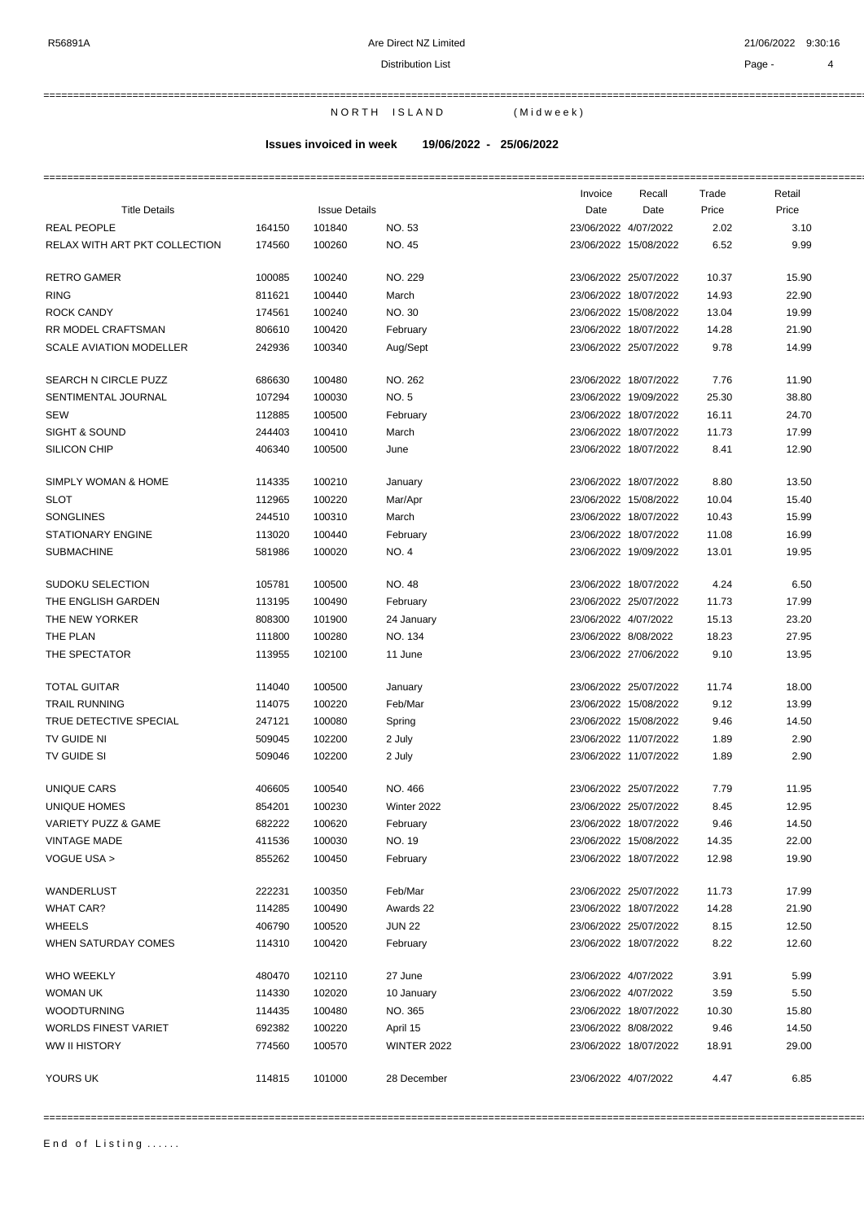NORTH ISLAND (Midweek)

**Issues invoiced in week 19/06/2022 - 25/06/2022**

| Title Details | | Issue Details | | Invoice Date | Recall Date | Trade Price | Retail Price |
|---|---|---|---|---|---|---|---|
| REAL PEOPLE | 164150 | 101840 | NO. 53 | 23/06/2022 | 4/07/2022 | 2.02 | 3.10 |
| RELAX WITH ART PKT COLLECTION | 174560 | 100260 | NO. 45 | 23/06/2022 | 15/08/2022 | 6.52 | 9.99 |
| RETRO GAMER | 100085 | 100240 | NO. 229 | 23/06/2022 | 25/07/2022 | 10.37 | 15.90 |
| RING | 811621 | 100440 | March | 23/06/2022 | 18/07/2022 | 14.93 | 22.90 |
| ROCK CANDY | 174561 | 100240 | NO. 30 | 23/06/2022 | 15/08/2022 | 13.04 | 19.99 |
| RR MODEL CRAFTSMAN | 806610 | 100420 | February | 23/06/2022 | 18/07/2022 | 14.28 | 21.90 |
| SCALE AVIATION MODELLER | 242936 | 100340 | Aug/Sept | 23/06/2022 | 25/07/2022 | 9.78 | 14.99 |
| SEARCH N CIRCLE PUZZ | 686630 | 100480 | NO. 262 | 23/06/2022 | 18/07/2022 | 7.76 | 11.90 |
| SENTIMENTAL JOURNAL | 107294 | 100030 | NO. 5 | 23/06/2022 | 19/09/2022 | 25.30 | 38.80 |
| SEW | 112885 | 100500 | February | 23/06/2022 | 18/07/2022 | 16.11 | 24.70 |
| SIGHT & SOUND | 244403 | 100410 | March | 23/06/2022 | 18/07/2022 | 11.73 | 17.99 |
| SILICON CHIP | 406340 | 100500 | June | 23/06/2022 | 18/07/2022 | 8.41 | 12.90 |
| SIMPLY WOMAN & HOME | 114335 | 100210 | January | 23/06/2022 | 18/07/2022 | 8.80 | 13.50 |
| SLOT | 112965 | 100220 | Mar/Apr | 23/06/2022 | 15/08/2022 | 10.04 | 15.40 |
| SONGLINES | 244510 | 100310 | March | 23/06/2022 | 18/07/2022 | 10.43 | 15.99 |
| STATIONARY ENGINE | 113020 | 100440 | February | 23/06/2022 | 18/07/2022 | 11.08 | 16.99 |
| SUBMACHINE | 581986 | 100020 | NO. 4 | 23/06/2022 | 19/09/2022 | 13.01 | 19.95 |
| SUDOKU SELECTION | 105781 | 100500 | NO. 48 | 23/06/2022 | 18/07/2022 | 4.24 | 6.50 |
| THE ENGLISH GARDEN | 113195 | 100490 | February | 23/06/2022 | 25/07/2022 | 11.73 | 17.99 |
| THE NEW YORKER | 808300 | 101900 | 24 January | 23/06/2022 | 4/07/2022 | 15.13 | 23.20 |
| THE PLAN | 111800 | 100280 | NO. 134 | 23/06/2022 | 8/08/2022 | 18.23 | 27.95 |
| THE SPECTATOR | 113955 | 102100 | 11 June | 23/06/2022 | 27/06/2022 | 9.10 | 13.95 |
| TOTAL GUITAR | 114040 | 100500 | January | 23/06/2022 | 25/07/2022 | 11.74 | 18.00 |
| TRAIL RUNNING | 114075 | 100220 | Feb/Mar | 23/06/2022 | 15/08/2022 | 9.12 | 13.99 |
| TRUE DETECTIVE SPECIAL | 247121 | 100080 | Spring | 23/06/2022 | 15/08/2022 | 9.46 | 14.50 |
| TV GUIDE NI | 509045 | 102200 | 2 July | 23/06/2022 | 11/07/2022 | 1.89 | 2.90 |
| TV GUIDE SI | 509046 | 102200 | 2 July | 23/06/2022 | 11/07/2022 | 1.89 | 2.90 |
| UNIQUE CARS | 406605 | 100540 | NO. 466 | 23/06/2022 | 25/07/2022 | 7.79 | 11.95 |
| UNIQUE HOMES | 854201 | 100230 | Winter 2022 | 23/06/2022 | 25/07/2022 | 8.45 | 12.95 |
| VARIETY PUZZ & GAME | 682222 | 100620 | February | 23/06/2022 | 18/07/2022 | 9.46 | 14.50 |
| VINTAGE MADE | 411536 | 100030 | NO. 19 | 23/06/2022 | 15/08/2022 | 14.35 | 22.00 |
| VOGUE USA > | 855262 | 100450 | February | 23/06/2022 | 18/07/2022 | 12.98 | 19.90 |
| WANDERLUST | 222231 | 100350 | Feb/Mar | 23/06/2022 | 25/07/2022 | 11.73 | 17.99 |
| WHAT CAR? | 114285 | 100490 | Awards 22 | 23/06/2022 | 18/07/2022 | 14.28 | 21.90 |
| WHEELS | 406790 | 100520 | JUN 22 | 23/06/2022 | 25/07/2022 | 8.15 | 12.50 |
| WHEN SATURDAY COMES | 114310 | 100420 | February | 23/06/2022 | 18/07/2022 | 8.22 | 12.60 |
| WHO WEEKLY | 480470 | 102110 | 27 June | 23/06/2022 | 4/07/2022 | 3.91 | 5.99 |
| WOMAN UK | 114330 | 102020 | 10 January | 23/06/2022 | 4/07/2022 | 3.59 | 5.50 |
| WOODTURNING | 114435 | 100480 | NO. 365 | 23/06/2022 | 18/07/2022 | 10.30 | 15.80 |
| WORLDS FINEST VARIET | 692382 | 100220 | April 15 | 23/06/2022 | 8/08/2022 | 9.46 | 14.50 |
| WW II HISTORY | 774560 | 100570 | WINTER 2022 | 23/06/2022 | 18/07/2022 | 18.91 | 29.00 |
| YOURS UK | 114815 | 101000 | 28 December | 23/06/2022 | 4/07/2022 | 4.47 | 6.85 |

End of Listing ......